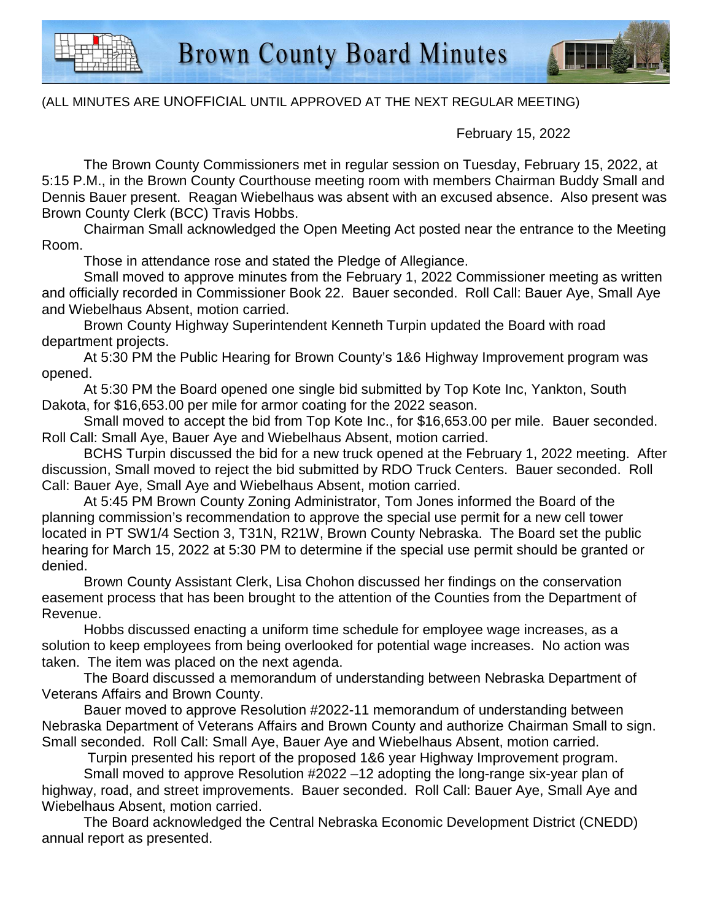# Brown County Board Minutes

(ALL MINUTES ARE UNOFFICIAL UNTIL APPROVED AT THE NEXT REGULAR MEETING)

February 15, 2022

The Brown County Commissioners met in regular session on Tuesday, February 15, 2022, at 5:15 P.M., in the Brown County Courthouse meeting room with members Chairman Buddy Small and Dennis Bauer present. Reagan Wiebelhaus was absent with an excused absence. Also present was Brown County Clerk (BCC) Travis Hobbs.

Chairman Small acknowledged the Open Meeting Act posted near the entrance to the Meeting Room.

Those in attendance rose and stated the Pledge of Allegiance.

Small moved to approve minutes from the February 1, 2022 Commissioner meeting as written and officially recorded in Commissioner Book 22. Bauer seconded. Roll Call: Bauer Aye, Small Aye and Wiebelhaus Absent, motion carried.

Brown County Highway Superintendent Kenneth Turpin updated the Board with road department projects.

At 5:30 PM the Public Hearing for Brown County's 1&6 Highway Improvement program was opened.

At 5:30 PM the Board opened one single bid submitted by Top Kote Inc, Yankton, South Dakota, for $16,653.00 per mile for armor coating for the 2022 season.

Small moved to accept the bid from Top Kote Inc., for $16,653.00 per mile. Bauer seconded. Roll Call: Small Aye, Bauer Aye and Wiebelhaus Absent, motion carried.

BCHS Turpin discussed the bid for a new truck opened at the February 1, 2022 meeting. After discussion, Small moved to reject the bid submitted by RDO Truck Centers. Bauer seconded. Roll Call: Bauer Aye, Small Aye and Wiebelhaus Absent, motion carried.

At 5:45 PM Brown County Zoning Administrator, Tom Jones informed the Board of the planning commission's recommendation to approve the special use permit for a new cell tower located in PT SW1/4 Section 3, T31N, R21W, Brown County Nebraska. The Board set the public hearing for March 15, 2022 at 5:30 PM to determine if the special use permit should be granted or denied.

Brown County Assistant Clerk, Lisa Chohon discussed her findings on the conservation easement process that has been brought to the attention of the Counties from the Department of Revenue.

Hobbs discussed enacting a uniform time schedule for employee wage increases, as a solution to keep employees from being overlooked for potential wage increases. No action was taken. The item was placed on the next agenda.

The Board discussed a memorandum of understanding between Nebraska Department of Veterans Affairs and Brown County.

Bauer moved to approve Resolution #2022-11 memorandum of understanding between Nebraska Department of Veterans Affairs and Brown County and authorize Chairman Small to sign. Small seconded. Roll Call: Small Aye, Bauer Aye and Wiebelhaus Absent, motion carried.

Turpin presented his report of the proposed 1&6 year Highway Improvement program.

Small moved to approve Resolution #2022 –12 adopting the long-range six-year plan of highway, road, and street improvements. Bauer seconded. Roll Call: Bauer Aye, Small Aye and Wiebelhaus Absent, motion carried.

The Board acknowledged the Central Nebraska Economic Development District (CNEDD) annual report as presented.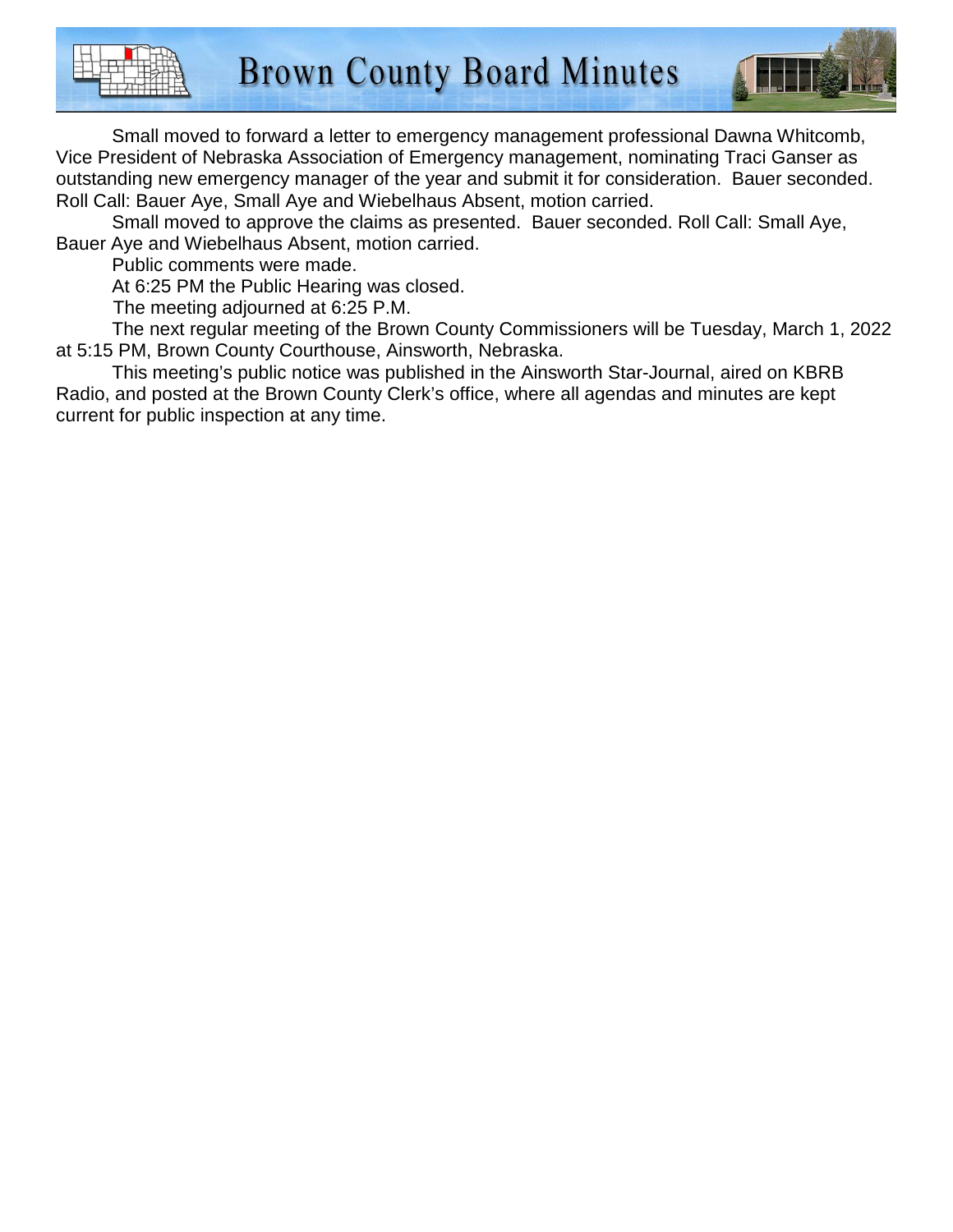Small moved to forward a letter to emergency management professional Dawna Whitcomb, Vice President of Nebraska Association of Emergency management, nominating Traci Ganser as outstanding new emergency manager of the year and submit it for consideration. Bauer seconded. Roll Call: Bauer Aye, Small Aye and Wiebelhaus Absent, motion carried.

Small moved to approve the claims as presented. Bauer seconded. Roll Call: Small Aye, Bauer Aye and Wiebelhaus Absent, motion carried.

Public comments were made.

At 6:25 PM the Public Hearing was closed.

The meeting adjourned at 6:25 P.M.

The next regular meeting of the Brown County Commissioners will be Tuesday, March 1, 2022 at 5:15 PM, Brown County Courthouse, Ainsworth, Nebraska.

This meeting's public notice was published in the Ainsworth Star-Journal, aired on KBRB Radio, and posted at the Brown County Clerk's office, where all agendas and minutes are kept current for public inspection at any time.